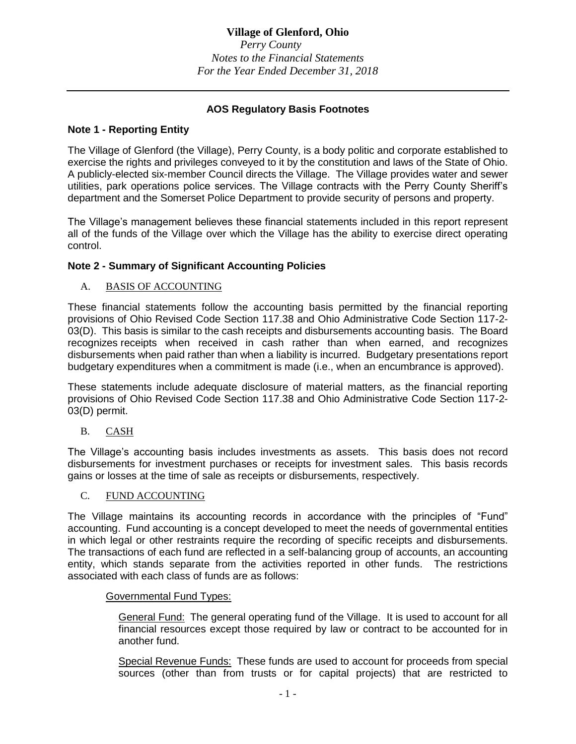**Village of Glenford, Ohio**
*Perry County*
*Notes to the Financial Statements*
*For the Year Ended December 31, 2018*

---

**AOS Regulatory Basis Footnotes**

## Note 1 - Reporting Entity

The Village of Glenford (the Village), Perry County, is a body politic and corporate established to exercise the rights and privileges conveyed to it by the constitution and laws of the State of Ohio. A publicly-elected six-member Council directs the Village. The Village provides water and sewer utilities, park operations police services. The Village contracts with the Perry County Sheriff's department and the Somerset Police Department to provide security of persons and property.

The Village's management believes these financial statements included in this report represent all of the funds of the Village over which the Village has the ability to exercise direct operating control.

## Note 2 - Summary of Significant Accounting Policies

### A. BASIS OF ACCOUNTING

These financial statements follow the accounting basis permitted by the financial reporting provisions of Ohio Revised Code Section 117.38 and Ohio Administrative Code Section 117-2-03(D). This basis is similar to the cash receipts and disbursements accounting basis. The Board recognizes receipts when received in cash rather than when earned, and recognizes disbursements when paid rather than when a liability is incurred. Budgetary presentations report budgetary expenditures when a commitment is made (i.e., when an encumbrance is approved).

These statements include adequate disclosure of material matters, as the financial reporting provisions of Ohio Revised Code Section 117.38 and Ohio Administrative Code Section 117-2-03(D) permit.

### B. CASH

The Village's accounting basis includes investments as assets. This basis does not record disbursements for investment purchases or receipts for investment sales. This basis records gains or losses at the time of sale as receipts or disbursements, respectively.

### C. FUND ACCOUNTING

The Village maintains its accounting records in accordance with the principles of "Fund" accounting. Fund accounting is a concept developed to meet the needs of governmental entities in which legal or other restraints require the recording of specific receipts and disbursements. The transactions of each fund are reflected in a self-balancing group of accounts, an accounting entity, which stands separate from the activities reported in other funds. The restrictions associated with each class of funds are as follows:

Governmental Fund Types:

General Fund: The general operating fund of the Village. It is used to account for all financial resources except those required by law or contract to be accounted for in another fund.

Special Revenue Funds: These funds are used to account for proceeds from special sources (other than from trusts or for capital projects) that are restricted to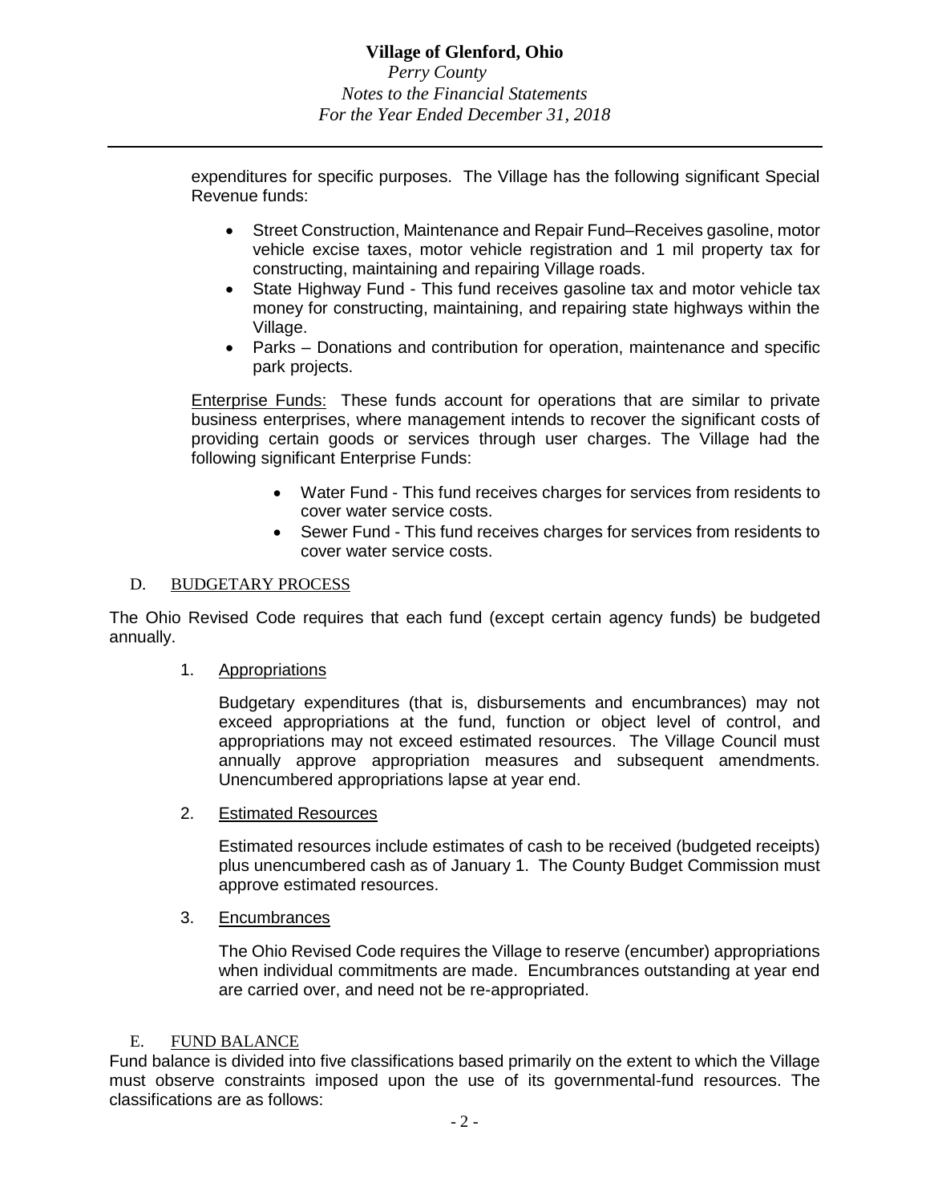expenditures for specific purposes. The Village has the following significant Special Revenue funds:

- Street Construction, Maintenance and Repair Fund–Receives gasoline, motor vehicle excise taxes, motor vehicle registration and 1 mil property tax for constructing, maintaining and repairing Village roads.
- State Highway Fund - This fund receives gasoline tax and motor vehicle tax money for constructing, maintaining, and repairing state highways within the Village.
- Parks – Donations and contribution for operation, maintenance and specific park projects.

Enterprise Funds: These funds account for operations that are similar to private business enterprises, where management intends to recover the significant costs of providing certain goods or services through user charges. The Village had the following significant Enterprise Funds:

- Water Fund - This fund receives charges for services from residents to cover water service costs.
- Sewer Fund - This fund receives charges for services from residents to cover water service costs.

D. BUDGETARY PROCESS

The Ohio Revised Code requires that each fund (except certain agency funds) be budgeted annually.

1. Appropriations

Budgetary expenditures (that is, disbursements and encumbrances) may not exceed appropriations at the fund, function or object level of control, and appropriations may not exceed estimated resources. The Village Council must annually approve appropriation measures and subsequent amendments. Unencumbered appropriations lapse at year end.

2. Estimated Resources

Estimated resources include estimates of cash to be received (budgeted receipts) plus unencumbered cash as of January 1. The County Budget Commission must approve estimated resources.

3. Encumbrances

The Ohio Revised Code requires the Village to reserve (encumber) appropriations when individual commitments are made. Encumbrances outstanding at year end are carried over, and need not be re-appropriated.

E. FUND BALANCE

Fund balance is divided into five classifications based primarily on the extent to which the Village must observe constraints imposed upon the use of its governmental-fund resources. The classifications are as follows: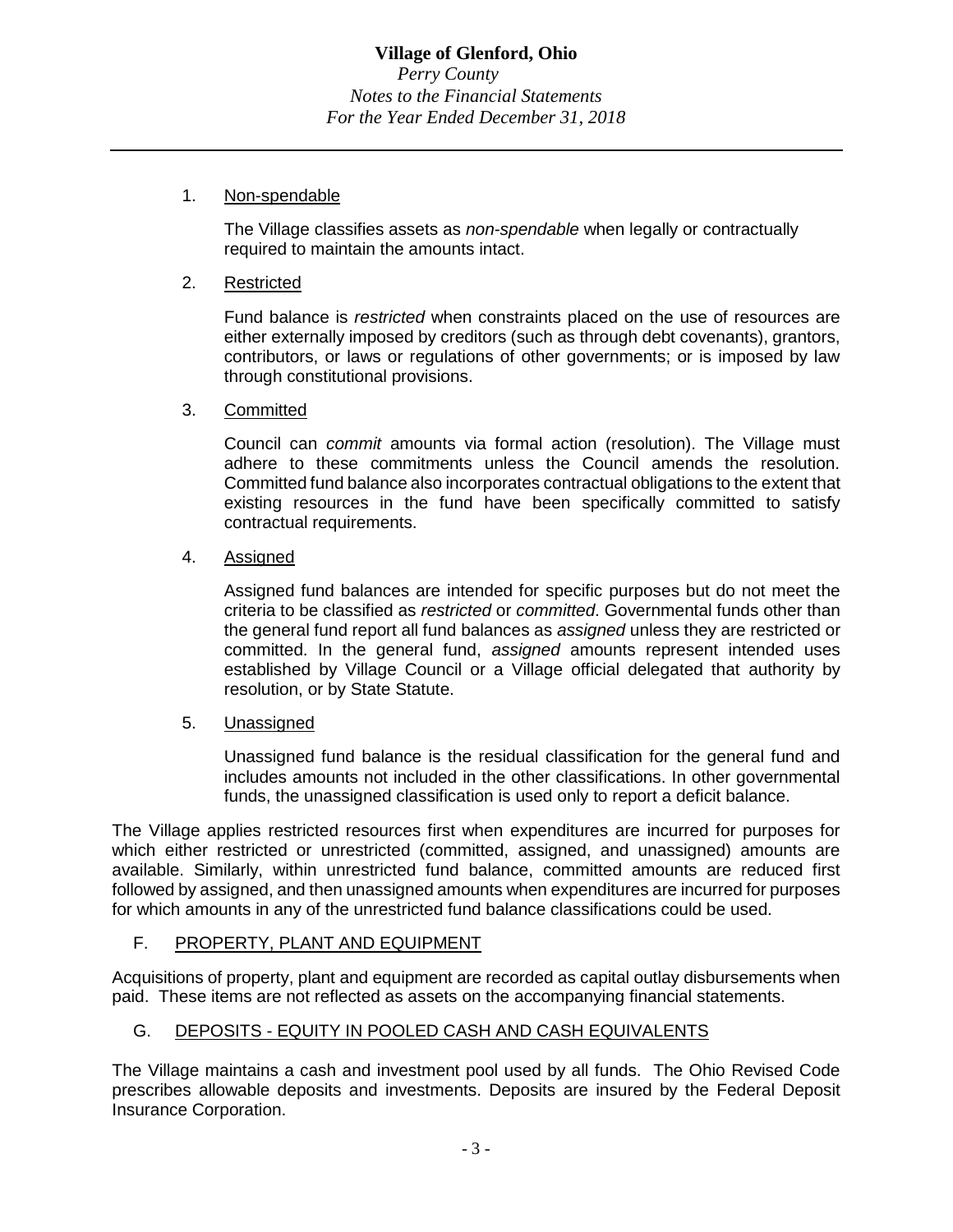1. Non-spendable

   The Village classifies assets as *non-spendable* when legally or contractually required to maintain the amounts intact.

2. Restricted

   Fund balance is *restricted* when constraints placed on the use of resources are either externally imposed by creditors (such as through debt covenants), grantors, contributors, or laws or regulations of other governments; or is imposed by law through constitutional provisions.

3. Committed

   Council can *commit* amounts via formal action (resolution). The Village must adhere to these commitments unless the Council amends the resolution. Committed fund balance also incorporates contractual obligations to the extent that existing resources in the fund have been specifically committed to satisfy contractual requirements.

4. Assigned

   Assigned fund balances are intended for specific purposes but do not meet the criteria to be classified as *restricted* or *committed*. Governmental funds other than the general fund report all fund balances as *assigned* unless they are restricted or committed. In the general fund, *assigned* amounts represent intended uses established by Village Council or a Village official delegated that authority by resolution, or by State Statute.

5. Unassigned

   Unassigned fund balance is the residual classification for the general fund and includes amounts not included in the other classifications. In other governmental funds, the unassigned classification is used only to report a deficit balance.

The Village applies restricted resources first when expenditures are incurred for purposes for which either restricted or unrestricted (committed, assigned, and unassigned) amounts are available. Similarly, within unrestricted fund balance, committed amounts are reduced first followed by assigned, and then unassigned amounts when expenditures are incurred for purposes for which amounts in any of the unrestricted fund balance classifications could be used.

## F. PROPERTY, PLANT AND EQUIPMENT

Acquisitions of property, plant and equipment are recorded as capital outlay disbursements when paid. These items are not reflected as assets on the accompanying financial statements.

## G. DEPOSITS - EQUITY IN POOLED CASH AND CASH EQUIVALENTS

The Village maintains a cash and investment pool used by all funds. The Ohio Revised Code prescribes allowable deposits and investments. Deposits are insured by the Federal Deposit Insurance Corporation.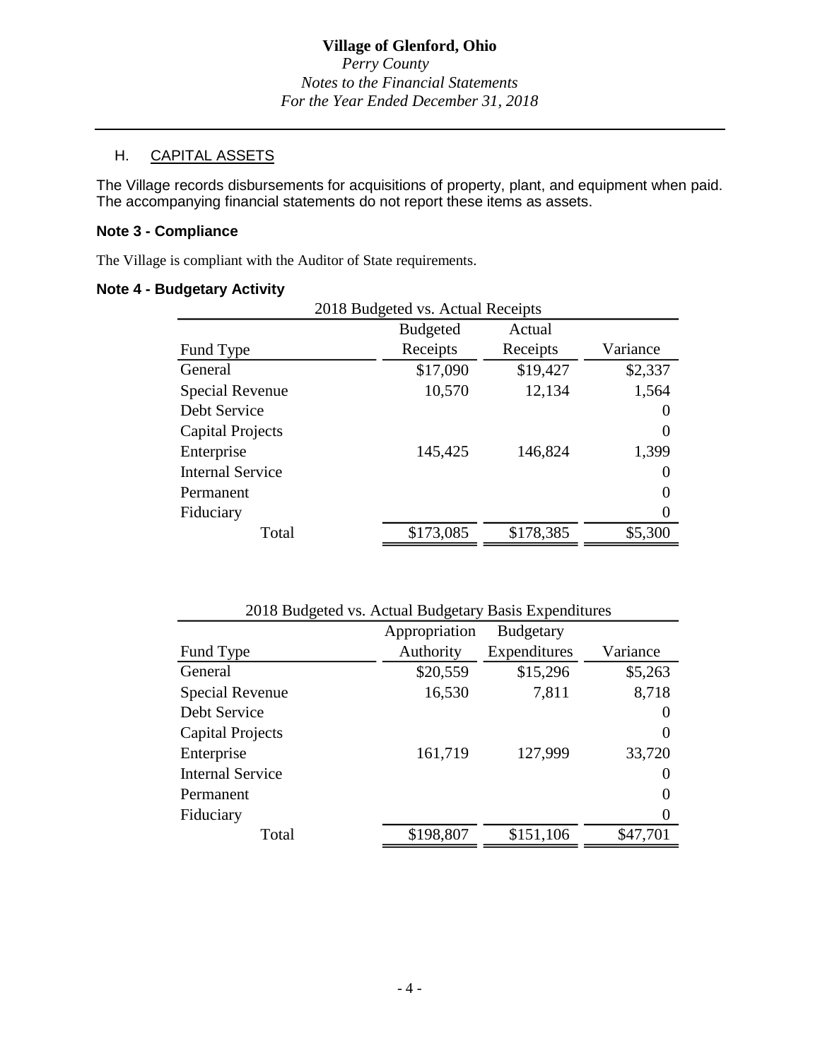### H. CAPITAL ASSETS

The Village records disbursements for acquisitions of property, plant, and equipment when paid. The accompanying financial statements do not report these items as assets.

### Note 3 - Compliance

The Village is compliant with the Auditor of State requirements.

### Note 4 - Budgetary Activity

2018 Budgeted vs. Actual Receipts

| Fund Type | Budgeted Receipts | Actual Receipts | Variance |
|---|---|---|---|
| General | $17,090 | $19,427 | $2,337 |
| Special Revenue | 10,570 | 12,134 | 1,564 |
| Debt Service | | | 0 |
| Capital Projects | | | 0 |
| Enterprise | 145,425 | 146,824 | 1,399 |
| Internal Service | | | 0 |
| Permanent | | | 0 |
| Fiduciary | | | 0 |
| Total | $173,085 | $178,385 | $5,300 |

2018 Budgeted vs. Actual Budgetary Basis Expenditures

| Fund Type | Appropriation Authority | Budgetary Expenditures | Variance |
|---|---|---|---|
| General | $20,559 | $15,296 | $5,263 |
| Special Revenue | 16,530 | 7,811 | 8,718 |
| Debt Service | | | 0 |
| Capital Projects | | | 0 |
| Enterprise | 161,719 | 127,999 | 33,720 |
| Internal Service | | | 0 |
| Permanent | | | 0 |
| Fiduciary | | | 0 |
| Total | $198,807 | $151,106 | $47,701 |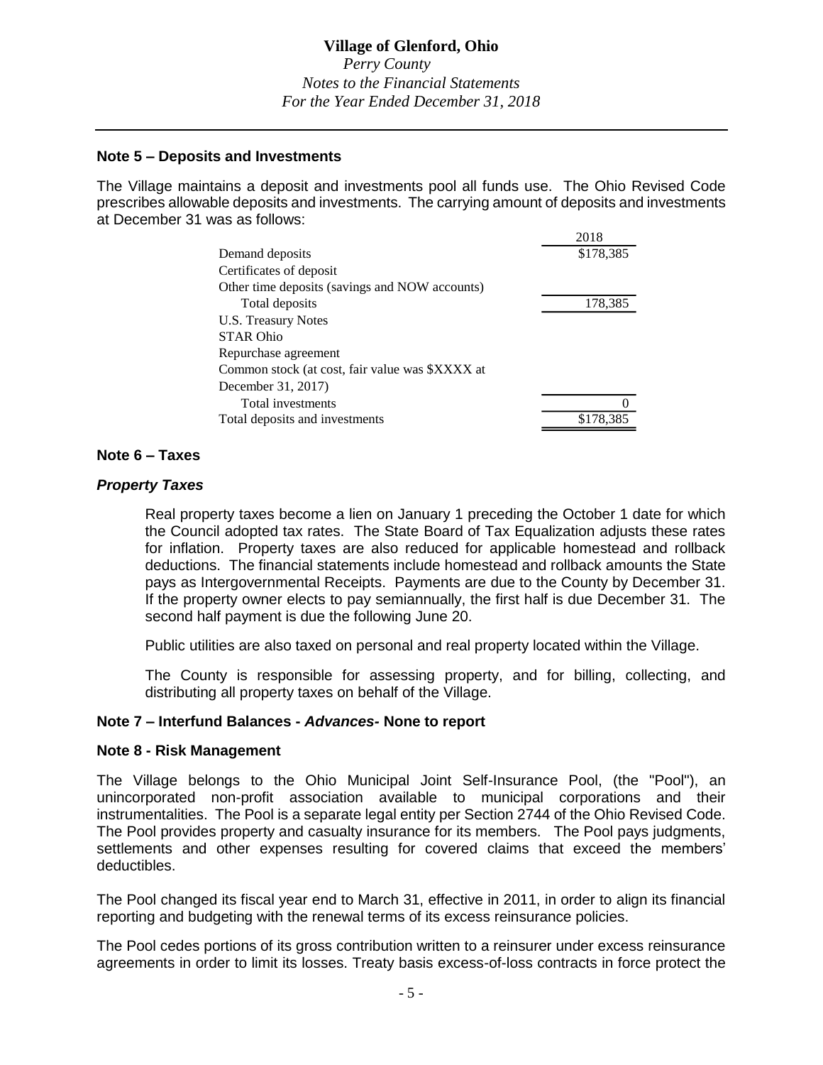## Note 5 – Deposits and Investments

The Village maintains a deposit and investments pool all funds use. The Ohio Revised Code prescribes allowable deposits and investments. The carrying amount of deposits and investments at December 31 was as follows:

| | 2018 |
|---|---|
| Demand deposits | $178,385 |
| Certificates of deposit | |
| Other time deposits (savings and NOW accounts) | |
| Total deposits | 178,385 |
| U.S. Treasury Notes | |
| STAR Ohio | |
| Repurchase agreement | |
| Common stock (at cost, fair value was $XXXX at December 31, 2017) | |
| Total investments | 0 |
| Total deposits and investments | $178,385 |

## Note 6 – Taxes

### *Property Taxes*

Real property taxes become a lien on January 1 preceding the October 1 date for which the Council adopted tax rates. The State Board of Tax Equalization adjusts these rates for inflation. Property taxes are also reduced for applicable homestead and rollback deductions. The financial statements include homestead and rollback amounts the State pays as Intergovernmental Receipts. Payments are due to the County by December 31. If the property owner elects to pay semiannually, the first half is due December 31. The second half payment is due the following June 20.

Public utilities are also taxed on personal and real property located within the Village.

The County is responsible for assessing property, and for billing, collecting, and distributing all property taxes on behalf of the Village.

## Note 7 – Interfund Balances - *Advances*- None to report

## Note 8 - Risk Management

The Village belongs to the Ohio Municipal Joint Self-Insurance Pool, (the "Pool"), an unincorporated non-profit association available to municipal corporations and their instrumentalities. The Pool is a separate legal entity per Section 2744 of the Ohio Revised Code. The Pool provides property and casualty insurance for its members. The Pool pays judgments, settlements and other expenses resulting for covered claims that exceed the members' deductibles.

The Pool changed its fiscal year end to March 31, effective in 2011, in order to align its financial reporting and budgeting with the renewal terms of its excess reinsurance policies.

The Pool cedes portions of its gross contribution written to a reinsurer under excess reinsurance agreements in order to limit its losses. Treaty basis excess-of-loss contracts in force protect the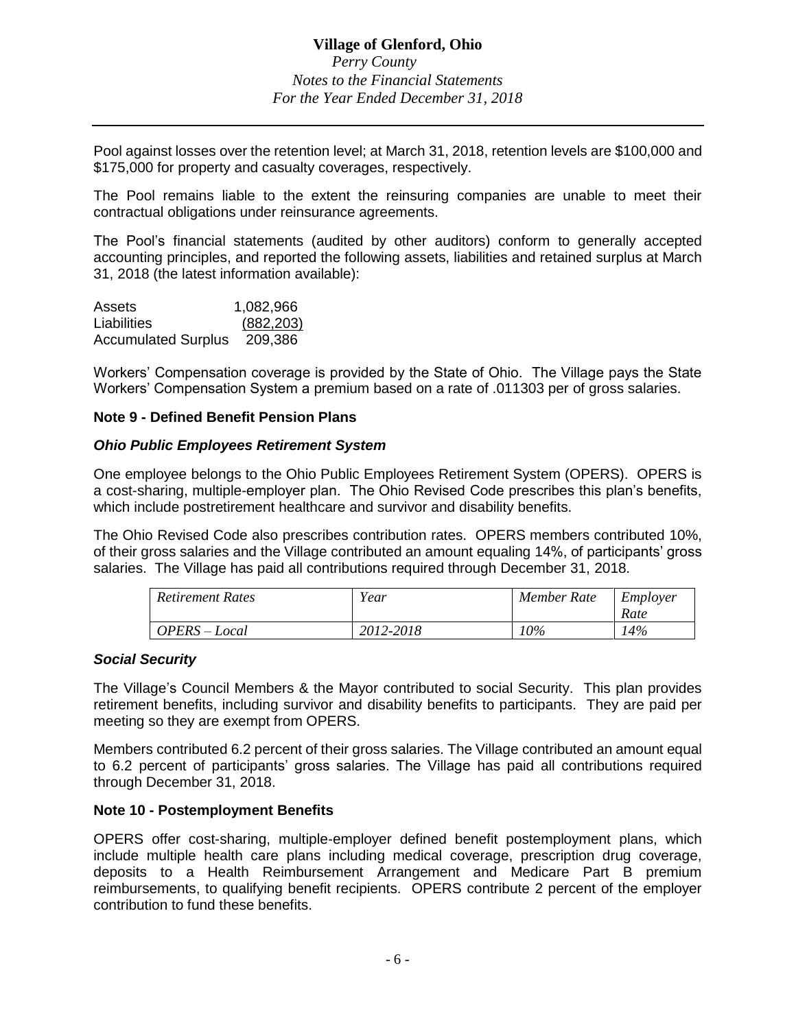Pool against losses over the retention level; at March 31, 2018, retention levels are $100,000 and $175,000 for property and casualty coverages, respectively.

The Pool remains liable to the extent the reinsuring companies are unable to meet their contractual obligations under reinsurance agreements.

The Pool's financial statements (audited by other auditors) conform to generally accepted accounting principles, and reported the following assets, liabilities and retained surplus at March 31, 2018 (the latest information available):

| | |
|---|---|
| Assets | 1,082,966 |
| Liabilities | (882,203) |
| Accumulated Surplus | 209,386 |

Workers' Compensation coverage is provided by the State of Ohio. The Village pays the State Workers' Compensation System a premium based on a rate of .011303 per of gross salaries.

## Note 9 - Defined Benefit Pension Plans

### *Ohio Public Employees Retirement System*

One employee belongs to the Ohio Public Employees Retirement System (OPERS). OPERS is a cost-sharing, multiple-employer plan. The Ohio Revised Code prescribes this plan's benefits, which include postretirement healthcare and survivor and disability benefits.

The Ohio Revised Code also prescribes contribution rates. OPERS members contributed 10%, of their gross salaries and the Village contributed an amount equaling 14%, of participants' gross salaries. The Village has paid all contributions required through December 31, 2018.

| *Retirement Rates* | *Year* | *Member Rate* | *Employer Rate* |
|---|---|---|---|
| *OPERS – Local* | *2012-2018* | *10%* | *14%* |

### *Social Security*

The Village's Council Members & the Mayor contributed to social Security. This plan provides retirement benefits, including survivor and disability benefits to participants. They are paid per meeting so they are exempt from OPERS.

Members contributed 6.2 percent of their gross salaries. The Village contributed an amount equal to 6.2 percent of participants' gross salaries. The Village has paid all contributions required through December 31, 2018.

## Note 10 - Postemployment Benefits

OPERS offer cost-sharing, multiple-employer defined benefit postemployment plans, which include multiple health care plans including medical coverage, prescription drug coverage, deposits to a Health Reimbursement Arrangement and Medicare Part B premium reimbursements, to qualifying benefit recipients. OPERS contribute 2 percent of the employer contribution to fund these benefits.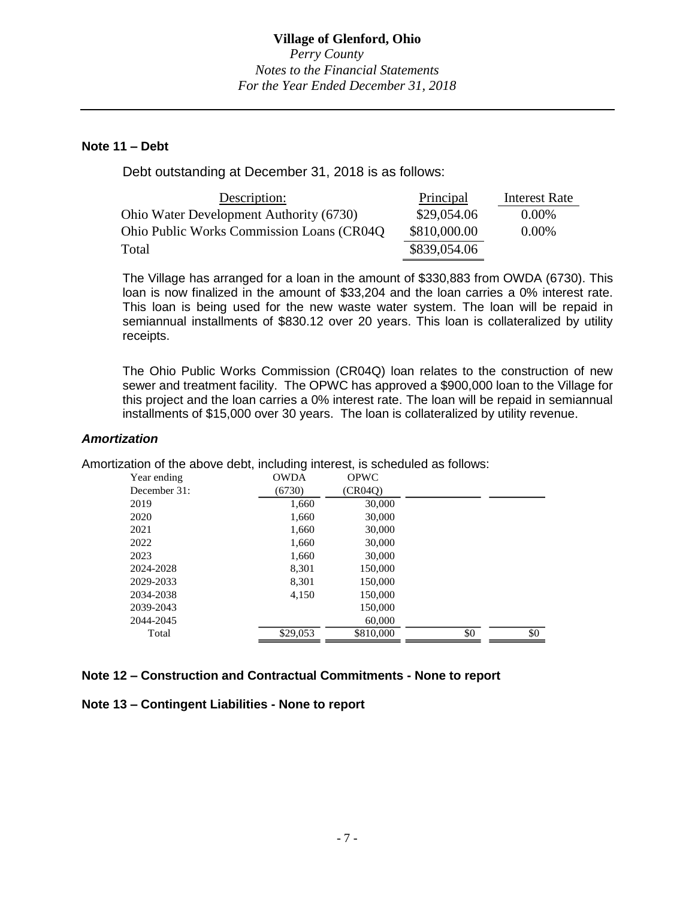# Village of Glenford, Ohio

*Perry County*
*Notes to the Financial Statements*
*For the Year Ended December 31, 2018*

## Note 11 – Debt

Debt outstanding at December 31, 2018 is as follows:

| Description: | Principal | Interest Rate |
|---|---|---|
| Ohio Water Development Authority (6730) | $29,054.06 | 0.00% |
| Ohio Public Works Commission Loans (CR04Q | $810,000.00 | 0.00% |
| Total | $839,054.06 | |

The Village has arranged for a loan in the amount of $330,883 from OWDA (6730). This loan is now finalized in the amount of $33,204 and the loan carries a 0% interest rate. This loan is being used for the new waste water system. The loan will be repaid in semiannual installments of $830.12 over 20 years. This loan is collateralized by utility receipts.

The Ohio Public Works Commission (CR04Q) loan relates to the construction of new sewer and treatment facility. The OPWC has approved a $900,000 loan to the Village for this project and the loan carries a 0% interest rate. The loan will be repaid in semiannual installments of $15,000 over 30 years. The loan is collateralized by utility revenue.

### *Amortization*

Amortization of the above debt, including interest, is scheduled as follows:

| Year ending December 31: | OWDA (6730) | OPWC (CR04Q) | | |
|---|---|---|---|---|
| 2019 | 1,660 | 30,000 | | |
| 2020 | 1,660 | 30,000 | | |
| 2021 | 1,660 | 30,000 | | |
| 2022 | 1,660 | 30,000 | | |
| 2023 | 1,660 | 30,000 | | |
| 2024-2028 | 8,301 | 150,000 | | |
| 2029-2033 | 8,301 | 150,000 | | |
| 2034-2038 | 4,150 | 150,000 | | |
| 2039-2043 | | 150,000 | | |
| 2044-2045 | | 60,000 | | |
| Total | $29,053 | $810,000 | $0 | $0 |

## Note 12 – Construction and Contractual Commitments - None to report

## Note 13 – Contingent Liabilities - None to report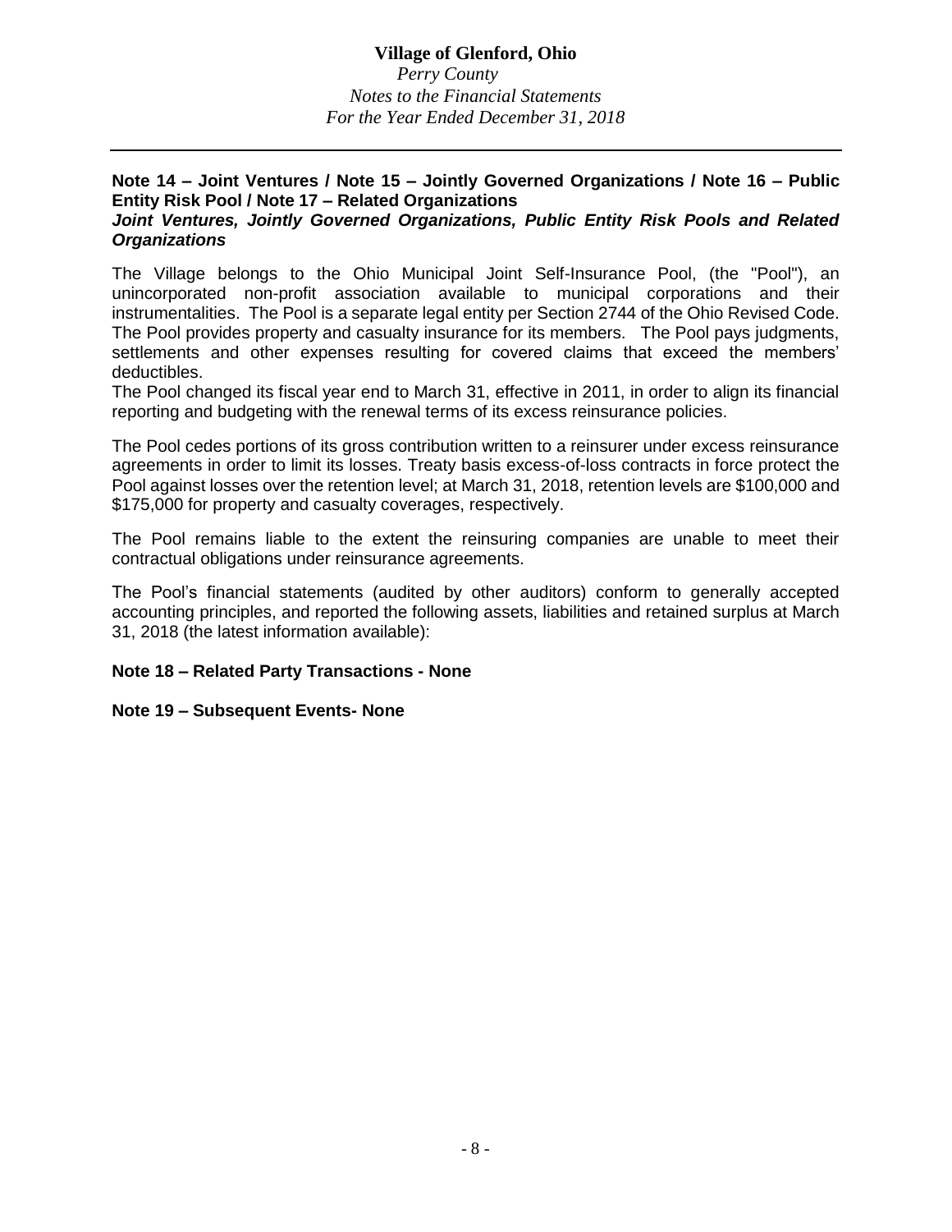## Note 14 – Joint Ventures / Note 15 – Jointly Governed Organizations / Note 16 – Public Entity Risk Pool / Note 17 – Related Organizations

***Joint Ventures, Jointly Governed Organizations, Public Entity Risk Pools and Related Organizations***

The Village belongs to the Ohio Municipal Joint Self-Insurance Pool, (the "Pool"), an unincorporated non-profit association available to municipal corporations and their instrumentalities. The Pool is a separate legal entity per Section 2744 of the Ohio Revised Code. The Pool provides property and casualty insurance for its members. The Pool pays judgments, settlements and other expenses resulting for covered claims that exceed the members' deductibles.

The Pool changed its fiscal year end to March 31, effective in 2011, in order to align its financial reporting and budgeting with the renewal terms of its excess reinsurance policies.

The Pool cedes portions of its gross contribution written to a reinsurer under excess reinsurance agreements in order to limit its losses. Treaty basis excess-of-loss contracts in force protect the Pool against losses over the retention level; at March 31, 2018, retention levels are $100,000 and $175,000 for property and casualty coverages, respectively.

The Pool remains liable to the extent the reinsuring companies are unable to meet their contractual obligations under reinsurance agreements.

The Pool's financial statements (audited by other auditors) conform to generally accepted accounting principles, and reported the following assets, liabilities and retained surplus at March 31, 2018 (the latest information available):

## Note 18 – Related Party Transactions - None

## Note 19 – Subsequent Events- None